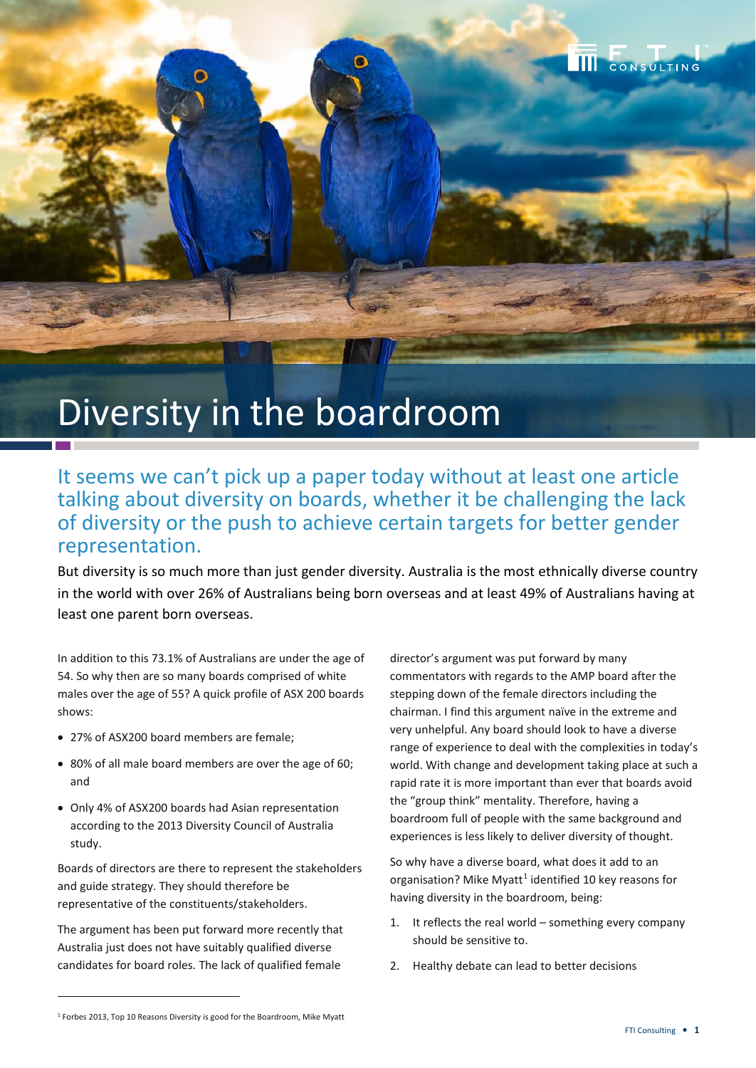# Diversity in the boardroom

## It seems we can't pick up a paper today without at least one article talking about diversity on boards, whether it be challenging the lack of diversity or the push to achieve certain targets for better gender representation.

But diversity is so much more than just gender diversity. Australia is the most ethnically diverse country in the world with over 26% of Australians being born overseas and at least 49% of Australians having at least one parent born overseas.

In addition to this 73.1% of Australians are under the age of 54. So why then are so many boards comprised of white males over the age of 55? A quick profile of ASX 200 boards shows:

- 27% of ASX200 board members are female;
- 80% of all male board members are over the age of 60; and
- Only 4% of ASX200 boards had Asian representation according to the 2013 Diversity Council of Australia study.

Boards of directors are there to represent the stakeholders and guide strategy. They should therefore be representative of the constituents/stakeholders.

The argument has been put forward more recently that Australia just does not have suitably qualified diverse candidates for board roles. The lack of qualified female director's argument was put forward by many commentators with regards to the AMP board after the stepping down of the female directors including the chairman. I find this argument naïve in the extreme and very unhelpful. Any board should look to have a diverse range of experience to deal with the complexities in today's world. With change and development taking place at such a rapid rate it is more important than ever that boards avoid the "group think" mentality. Therefore, having a boardroom full of people with the same background and experiences is less likely to deliver diversity of thought.

So why have a diverse board, what does it add to an organisation? Mike Myatt[1] identified 10 key reasons for having diversity in the boardroom, being:

1. It reflects the real world – something every company should be sensitive to.
2. Healthy debate can lead to better decisions

[1] Forbes 2013, Top 10 Reasons Diversity is good for the Boardroom, Mike Myatt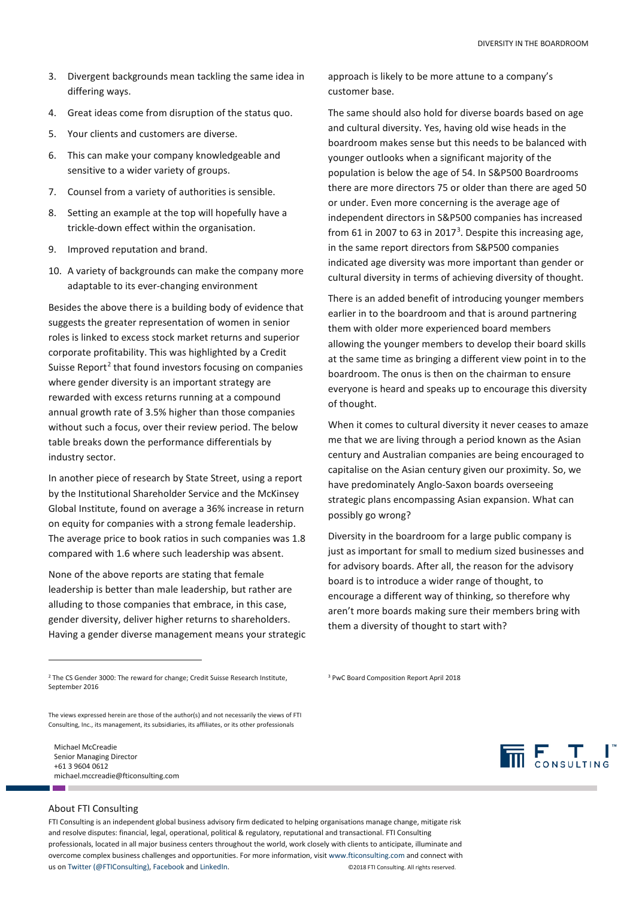3. Divergent backgrounds mean tackling the same idea in differing ways.
4. Great ideas come from disruption of the status quo.
5. Your clients and customers are diverse.
6. This can make your company knowledgeable and sensitive to a wider variety of groups.
7. Counsel from a variety of authorities is sensible.
8. Setting an example at the top will hopefully have a trickle-down effect within the organisation.
9. Improved reputation and brand.
10. A variety of backgrounds can make the company more adaptable to its ever-changing environment

Besides the above there is a building body of evidence that suggests the greater representation of women in senior roles is linked to excess stock market returns and superior corporate profitability. This was highlighted by a Credit Suisse Report[2] that found investors focusing on companies where gender diversity is an important strategy are rewarded with excess returns running at a compound annual growth rate of 3.5% higher than those companies without such a focus, over their review period. The below table breaks down the performance differentials by industry sector.

In another piece of research by State Street, using a report by the Institutional Shareholder Service and the McKinsey Global Institute, found on average a 36% increase in return on equity for companies with a strong female leadership. The average price to book ratios in such companies was 1.8 compared with 1.6 where such leadership was absent.

None of the above reports are stating that female leadership is better than male leadership, but rather are alluding to those companies that embrace, in this case, gender diversity, deliver higher returns to shareholders. Having a gender diverse management means your strategic approach is likely to be more attune to a company's customer base.

The same should also hold for diverse boards based on age and cultural diversity. Yes, having old wise heads in the boardroom makes sense but this needs to be balanced with younger outlooks when a significant majority of the population is below the age of 54. In S&P500 Boardrooms there are more directors 75 or older than there are aged 50 or under. Even more concerning is the average age of independent directors in S&P500 companies has increased from 61 in 2007 to 63 in 2017[3]. Despite this increasing age, in the same report directors from S&P500 companies indicated age diversity was more important than gender or cultural diversity in terms of achieving diversity of thought.

There is an added benefit of introducing younger members earlier in to the boardroom and that is around partnering them with older more experienced board members allowing the younger members to develop their board skills at the same time as bringing a different view point in to the boardroom. The onus is then on the chairman to ensure everyone is heard and speaks up to encourage this diversity of thought.

When it comes to cultural diversity it never ceases to amaze me that we are living through a period known as the Asian century and Australian companies are being encouraged to capitalise on the Asian century given our proximity. So, we have predominately Anglo-Saxon boards overseeing strategic plans encompassing Asian expansion. What can possibly go wrong?

Diversity in the boardroom for a large public company is just as important for small to medium sized businesses and for advisory boards. After all, the reason for the advisory board is to introduce a wider range of thought, to encourage a different way of thinking, so therefore why aren't more boards making sure their members bring with them a diversity of thought to start with?

---

[2] The CS Gender 3000: The reward for change; Credit Suisse Research Institute, September 2016

[3] PwC Board Composition Report April 2018

The views expressed herein are those of the author(s) and not necessarily the views of FTI Consulting, Inc., its management, its subsidiaries, its affiliates, or its other professionals

Michael McCreadie
Senior Managing Director
+61 3 9604 0612
michael.mccreadie@fticonsulting.com

FTI CONSULTING

## About FTI Consulting

FTI Consulting is an independent global business advisory firm dedicated to helping organisations manage change, mitigate risk and resolve disputes: financial, legal, operational, political & regulatory, reputational and transactional. FTI Consulting professionals, located in all major business centers throughout the world, work closely with clients to anticipate, illuminate and overcome complex business challenges and opportunities. For more information, visit www.fticonsulting.com and connect with us on Twitter (@FTIConsulting), Facebook and LinkedIn.

©2018 FTI Consulting. All rights reserved.